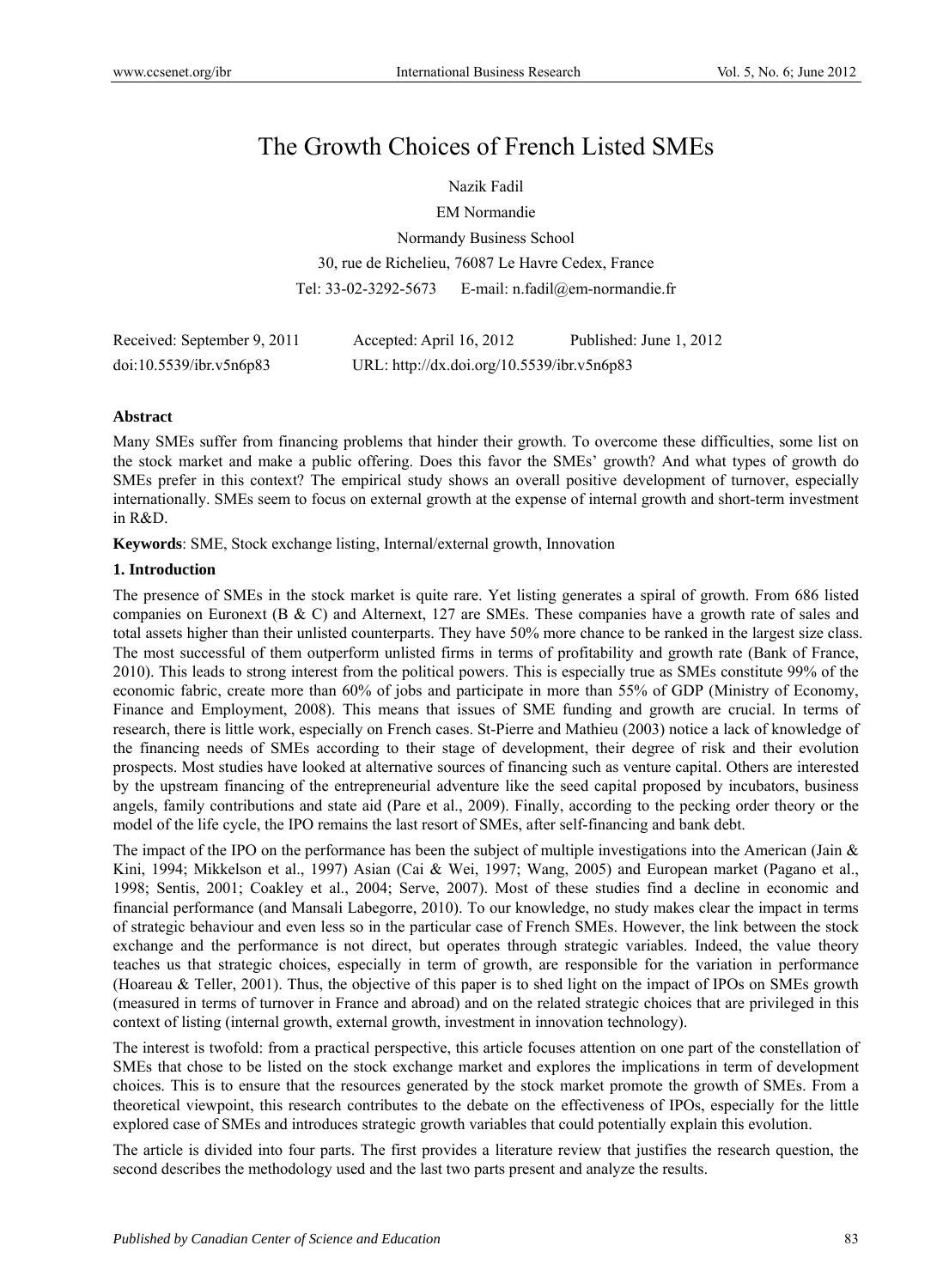# The Growth Choices of French Listed SMEs

Nazik Fadil

EM Normandie

Normandy Business School

30, rue de Richelieu, 76087 Le Havre Cedex, France

Tel: 33-02-3292-5673 E-mail: n.fadil@em-normandie.fr

Received: September 9, 2011 Accepted: April 16, 2012 Published: June 1, 2012

doi:10.5539/ibr.v5n6p83 URL: http://dx.doi.org/10.5539/ibr.v5n6p83

## Abstract

Many SMEs suffer from financing problems that hinder their growth. To overcome these difficulties, some list on the stock market and make a public offering. Does this favor the SMEs' growth? And what types of growth do SMEs prefer in this context? The empirical study shows an overall positive development of turnover, especially internationally. SMEs seem to focus on external growth at the expense of internal growth and short-term investment in R&D.

**Keywords**: SME, Stock exchange listing, Internal/external growth, Innovation

## 1. Introduction

The presence of SMEs in the stock market is quite rare. Yet listing generates a spiral of growth. From 686 listed companies on Euronext (B & C) and Alternext, 127 are SMEs. These companies have a growth rate of sales and total assets higher than their unlisted counterparts. They have 50% more chance to be ranked in the largest size class. The most successful of them outperform unlisted firms in terms of profitability and growth rate (Bank of France, 2010). This leads to strong interest from the political powers. This is especially true as SMEs constitute 99% of the economic fabric, create more than 60% of jobs and participate in more than 55% of GDP (Ministry of Economy, Finance and Employment, 2008). This means that issues of SME funding and growth are crucial. In terms of research, there is little work, especially on French cases. St-Pierre and Mathieu (2003) notice a lack of knowledge of the financing needs of SMEs according to their stage of development, their degree of risk and their evolution prospects. Most studies have looked at alternative sources of financing such as venture capital. Others are interested by the upstream financing of the entrepreneurial adventure like the seed capital proposed by incubators, business angels, family contributions and state aid (Pare et al., 2009). Finally, according to the pecking order theory or the model of the life cycle, the IPO remains the last resort of SMEs, after self-financing and bank debt.

The impact of the IPO on the performance has been the subject of multiple investigations into the American (Jain & Kini, 1994; Mikkelson et al., 1997) Asian (Cai & Wei, 1997; Wang, 2005) and European market (Pagano et al., 1998; Sentis, 2001; Coakley et al., 2004; Serve, 2007). Most of these studies find a decline in economic and financial performance (and Mansali Labegorre, 2010). To our knowledge, no study makes clear the impact in terms of strategic behaviour and even less so in the particular case of French SMEs. However, the link between the stock exchange and the performance is not direct, but operates through strategic variables. Indeed, the value theory teaches us that strategic choices, especially in term of growth, are responsible for the variation in performance (Hoareau & Teller, 2001). Thus, the objective of this paper is to shed light on the impact of IPOs on SMEs growth (measured in terms of turnover in France and abroad) and on the related strategic choices that are privileged in this context of listing (internal growth, external growth, investment in innovation technology).

The interest is twofold: from a practical perspective, this article focuses attention on one part of the constellation of SMEs that chose to be listed on the stock exchange market and explores the implications in term of development choices. This is to ensure that the resources generated by the stock market promote the growth of SMEs. From a theoretical viewpoint, this research contributes to the debate on the effectiveness of IPOs, especially for the little explored case of SMEs and introduces strategic growth variables that could potentially explain this evolution.

The article is divided into four parts. The first provides a literature review that justifies the research question, the second describes the methodology used and the last two parts present and analyze the results.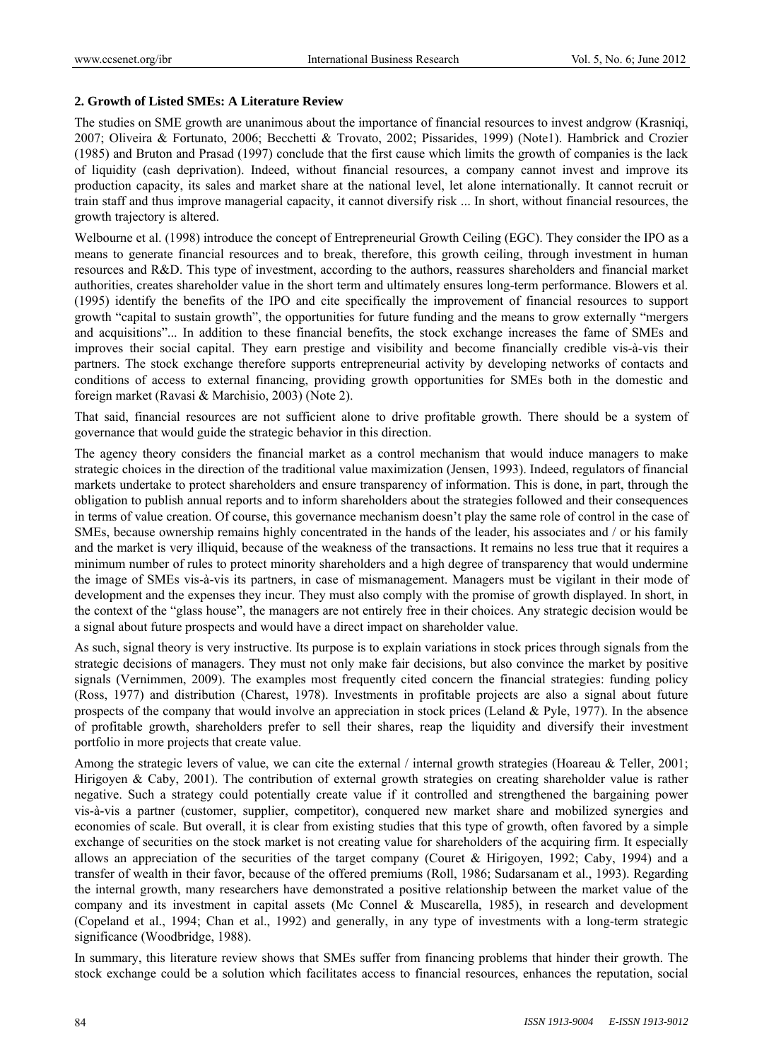## 2. Growth of Listed SMEs: A Literature Review

The studies on SME growth are unanimous about the importance of financial resources to invest andgrow (Krasniqi, 2007; Oliveira & Fortunato, 2006; Becchetti & Trovato, 2002; Pissarides, 1999) (Note1). Hambrick and Crozier (1985) and Bruton and Prasad (1997) conclude that the first cause which limits the growth of companies is the lack of liquidity (cash deprivation). Indeed, without financial resources, a company cannot invest and improve its production capacity, its sales and market share at the national level, let alone internationally. It cannot recruit or train staff and thus improve managerial capacity, it cannot diversify risk ... In short, without financial resources, the growth trajectory is altered.

Welbourne et al. (1998) introduce the concept of Entrepreneurial Growth Ceiling (EGC). They consider the IPO as a means to generate financial resources and to break, therefore, this growth ceiling, through investment in human resources and R&D. This type of investment, according to the authors, reassures shareholders and financial market authorities, creates shareholder value in the short term and ultimately ensures long-term performance. Blowers et al. (1995) identify the benefits of the IPO and cite specifically the improvement of financial resources to support growth "capital to sustain growth", the opportunities for future funding and the means to grow externally "mergers and acquisitions"... In addition to these financial benefits, the stock exchange increases the fame of SMEs and improves their social capital. They earn prestige and visibility and become financially credible vis-à-vis their partners. The stock exchange therefore supports entrepreneurial activity by developing networks of contacts and conditions of access to external financing, providing growth opportunities for SMEs both in the domestic and foreign market (Ravasi & Marchisio, 2003) (Note 2).

That said, financial resources are not sufficient alone to drive profitable growth. There should be a system of governance that would guide the strategic behavior in this direction.

The agency theory considers the financial market as a control mechanism that would induce managers to make strategic choices in the direction of the traditional value maximization (Jensen, 1993). Indeed, regulators of financial markets undertake to protect shareholders and ensure transparency of information. This is done, in part, through the obligation to publish annual reports and to inform shareholders about the strategies followed and their consequences in terms of value creation. Of course, this governance mechanism doesn't play the same role of control in the case of SMEs, because ownership remains highly concentrated in the hands of the leader, his associates and / or his family and the market is very illiquid, because of the weakness of the transactions. It remains no less true that it requires a minimum number of rules to protect minority shareholders and a high degree of transparency that would undermine the image of SMEs vis-à-vis its partners, in case of mismanagement. Managers must be vigilant in their mode of development and the expenses they incur. They must also comply with the promise of growth displayed. In short, in the context of the "glass house", the managers are not entirely free in their choices. Any strategic decision would be a signal about future prospects and would have a direct impact on shareholder value.

As such, signal theory is very instructive. Its purpose is to explain variations in stock prices through signals from the strategic decisions of managers. They must not only make fair decisions, but also convince the market by positive signals (Vernimmen, 2009). The examples most frequently cited concern the financial strategies: funding policy (Ross, 1977) and distribution (Charest, 1978). Investments in profitable projects are also a signal about future prospects of the company that would involve an appreciation in stock prices (Leland & Pyle, 1977). In the absence of profitable growth, shareholders prefer to sell their shares, reap the liquidity and diversify their investment portfolio in more projects that create value.

Among the strategic levers of value, we can cite the external / internal growth strategies (Hoareau & Teller, 2001; Hirigoyen & Caby, 2001). The contribution of external growth strategies on creating shareholder value is rather negative. Such a strategy could potentially create value if it controlled and strengthened the bargaining power vis-à-vis a partner (customer, supplier, competitor), conquered new market share and mobilized synergies and economies of scale. But overall, it is clear from existing studies that this type of growth, often favored by a simple exchange of securities on the stock market is not creating value for shareholders of the acquiring firm. It especially allows an appreciation of the securities of the target company (Couret & Hirigoyen, 1992; Caby, 1994) and a transfer of wealth in their favor, because of the offered premiums (Roll, 1986; Sudarsanam et al., 1993). Regarding the internal growth, many researchers have demonstrated a positive relationship between the market value of the company and its investment in capital assets (Mc Connel & Muscarella, 1985), in research and development (Copeland et al., 1994; Chan et al., 1992) and generally, in any type of investments with a long-term strategic significance (Woodbridge, 1988).

In summary, this literature review shows that SMEs suffer from financing problems that hinder their growth. The stock exchange could be a solution which facilitates access to financial resources, enhances the reputation, social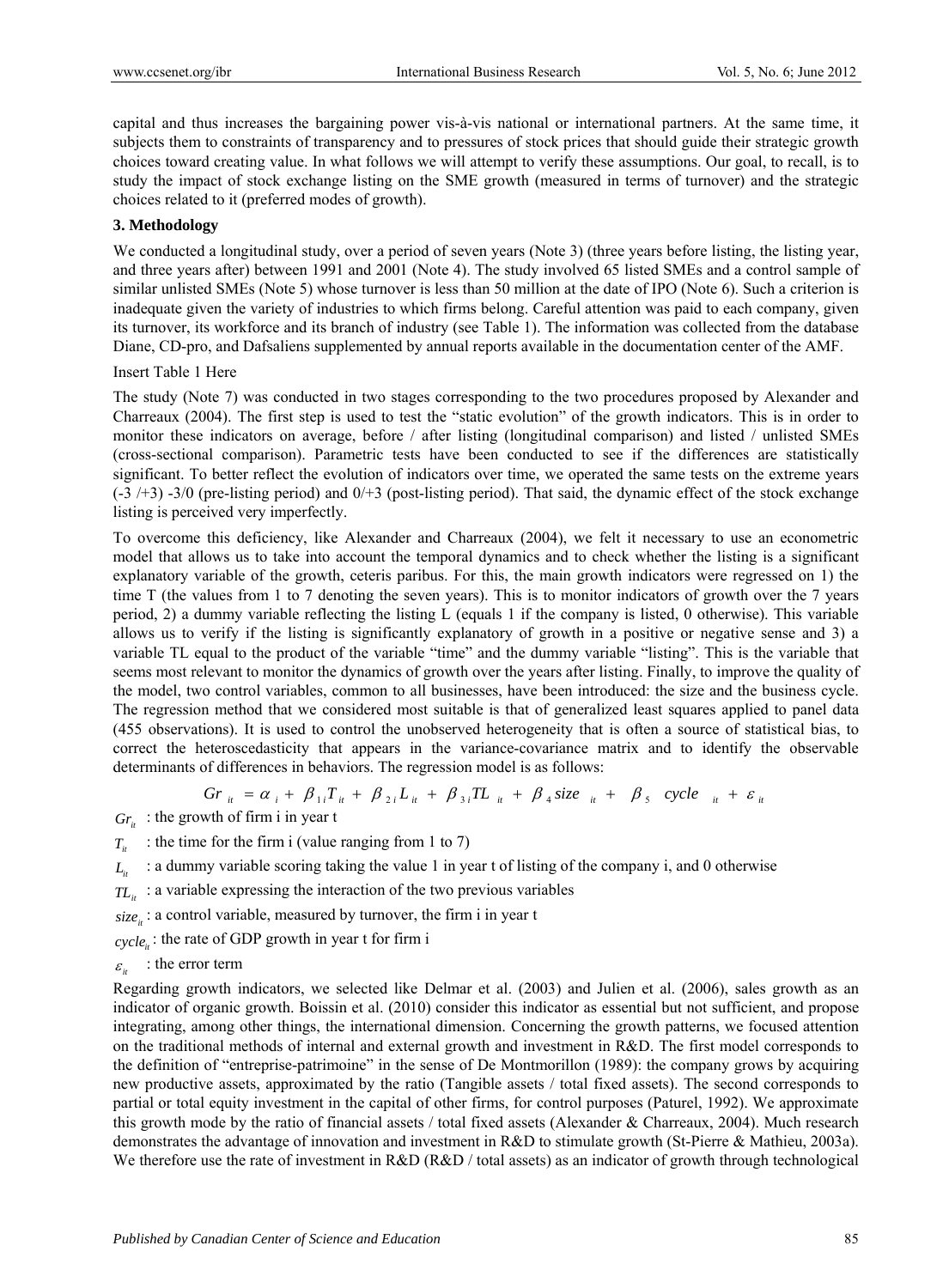capital and thus increases the bargaining power vis-à-vis national or international partners. At the same time, it subjects them to constraints of transparency and to pressures of stock prices that should guide their strategic growth choices toward creating value. In what follows we will attempt to verify these assumptions. Our goal, to recall, is to study the impact of stock exchange listing on the SME growth (measured in terms of turnover) and the strategic choices related to it (preferred modes of growth).

## 3. Methodology

We conducted a longitudinal study, over a period of seven years (Note 3) (three years before listing, the listing year, and three years after) between 1991 and 2001 (Note 4). The study involved 65 listed SMEs and a control sample of similar unlisted SMEs (Note 5) whose turnover is less than 50 million at the date of IPO (Note 6). Such a criterion is inadequate given the variety of industries to which firms belong. Careful attention was paid to each company, given its turnover, its workforce and its branch of industry (see Table 1). The information was collected from the database Diane, CD-pro, and Dafsaliens supplemented by annual reports available in the documentation center of the AMF.

Insert Table 1 Here

The study (Note 7) was conducted in two stages corresponding to the two procedures proposed by Alexander and Charreaux (2004). The first step is used to test the "static evolution" of the growth indicators. This is in order to monitor these indicators on average, before / after listing (longitudinal comparison) and listed / unlisted SMEs (cross-sectional comparison). Parametric tests have been conducted to see if the differences are statistically significant. To better reflect the evolution of indicators over time, we operated the same tests on the extreme years (-3 /+3) -3/0 (pre-listing period) and 0/+3 (post-listing period). That said, the dynamic effect of the stock exchange listing is perceived very imperfectly.

To overcome this deficiency, like Alexander and Charreaux (2004), we felt it necessary to use an econometric model that allows us to take into account the temporal dynamics and to check whether the listing is a significant explanatory variable of the growth, ceteris paribus. For this, the main growth indicators were regressed on 1) the time T (the values from 1 to 7 denoting the seven years). This is to monitor indicators of growth over the 7 years period, 2) a dummy variable reflecting the listing L (equals 1 if the company is listed, 0 otherwise). This variable allows us to verify if the listing is significantly explanatory of growth in a positive or negative sense and 3) a variable TL equal to the product of the variable "time" and the dummy variable "listing". This is the variable that seems most relevant to monitor the dynamics of growth over the years after listing. Finally, to improve the quality of the model, two control variables, common to all businesses, have been introduced: the size and the business cycle. The regression method that we considered most suitable is that of generalized least squares applied to panel data (455 observations). It is used to control the unobserved heterogeneity that is often a source of statistical bias, to correct the heteroscedasticity that appears in the variance-covariance matrix and to identify the observable determinants of differences in behaviors. The regression model is as follows:

$$Gr_{it} = \alpha_i + \beta_{1i} T_{it} + \beta_{2i} L_{it} + \beta_{3i} TL_{it} + \beta_4 size_{it} + \beta_5 \; cycle_{it} + \varepsilon_{it}$$

$Gr_{it}$ : the growth of firm i in year t

$T_{it}$ : the time for the firm i (value ranging from 1 to 7)

$L_{it}$ : a dummy variable scoring taking the value 1 in year t of listing of the company i, and 0 otherwise

$TL_{it}$ : a variable expressing the interaction of the two previous variables

$size_{it}$ : a control variable, measured by turnover, the firm i in year t

$cycle_{it}$ : the rate of GDP growth in year t for firm i

$\varepsilon_{it}$ : the error term

Regarding growth indicators, we selected like Delmar et al. (2003) and Julien et al. (2006), sales growth as an indicator of organic growth. Boissin et al. (2010) consider this indicator as essential but not sufficient, and propose integrating, among other things, the international dimension. Concerning the growth patterns, we focused attention on the traditional methods of internal and external growth and investment in R&D. The first model corresponds to the definition of "entreprise-patrimoine" in the sense of De Montmorillon (1989): the company grows by acquiring new productive assets, approximated by the ratio (Tangible assets / total fixed assets). The second corresponds to partial or total equity investment in the capital of other firms, for control purposes (Paturel, 1992). We approximate this growth mode by the ratio of financial assets / total fixed assets (Alexander & Charreaux, 2004). Much research demonstrates the advantage of innovation and investment in R&D to stimulate growth (St-Pierre & Mathieu, 2003a). We therefore use the rate of investment in R&D (R&D / total assets) as an indicator of growth through technological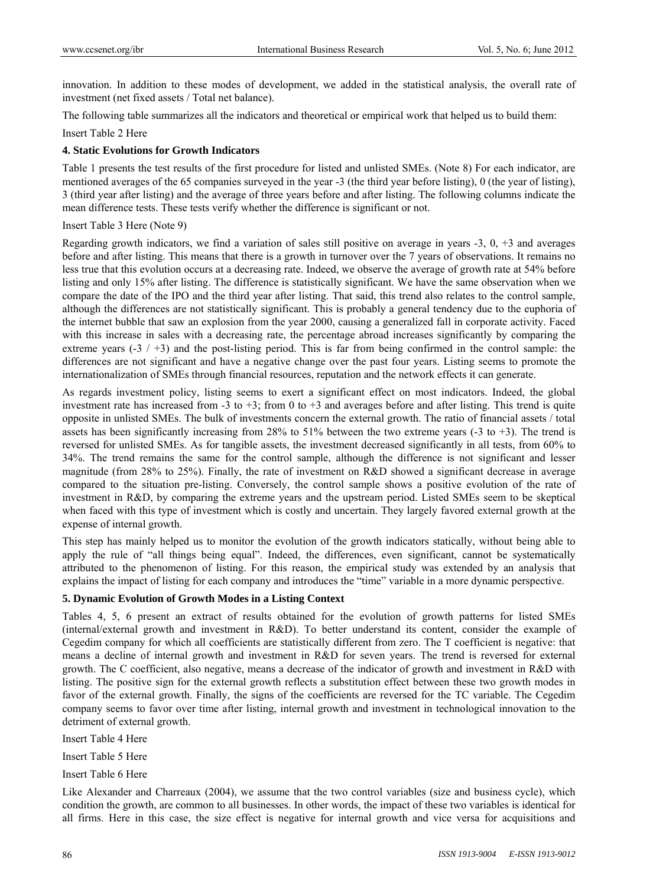innovation. In addition to these modes of development, we added in the statistical analysis, the overall rate of investment (net fixed assets / Total net balance).

The following table summarizes all the indicators and theoretical or empirical work that helped us to build them:

Insert Table 2 Here

### 4. Static Evolutions for Growth Indicators

Table 1 presents the test results of the first procedure for listed and unlisted SMEs. (Note 8) For each indicator, are mentioned averages of the 65 companies surveyed in the year -3 (the third year before listing), 0 (the year of listing), 3 (third year after listing) and the average of three years before and after listing. The following columns indicate the mean difference tests. These tests verify whether the difference is significant or not.

Insert Table 3 Here (Note 9)

Regarding growth indicators, we find a variation of sales still positive on average in years -3, 0, +3 and averages before and after listing. This means that there is a growth in turnover over the 7 years of observations. It remains no less true that this evolution occurs at a decreasing rate. Indeed, we observe the average of growth rate at 54% before listing and only 15% after listing. The difference is statistically significant. We have the same observation when we compare the date of the IPO and the third year after listing. That said, this trend also relates to the control sample, although the differences are not statistically significant. This is probably a general tendency due to the euphoria of the internet bubble that saw an explosion from the year 2000, causing a generalized fall in corporate activity. Faced with this increase in sales with a decreasing rate, the percentage abroad increases significantly by comparing the extreme years (-3 / +3) and the post-listing period. This is far from being confirmed in the control sample: the differences are not significant and have a negative change over the past four years. Listing seems to promote the internationalization of SMEs through financial resources, reputation and the network effects it can generate.

As regards investment policy, listing seems to exert a significant effect on most indicators. Indeed, the global investment rate has increased from -3 to +3; from 0 to +3 and averages before and after listing. This trend is quite opposite in unlisted SMEs. The bulk of investments concern the external growth. The ratio of financial assets / total assets has been significantly increasing from 28% to 51% between the two extreme years (-3 to +3). The trend is reversed for unlisted SMEs. As for tangible assets, the investment decreased significantly in all tests, from 60% to 34%. The trend remains the same for the control sample, although the difference is not significant and lesser magnitude (from 28% to 25%). Finally, the rate of investment on R&D showed a significant decrease in average compared to the situation pre-listing. Conversely, the control sample shows a positive evolution of the rate of investment in R&D, by comparing the extreme years and the upstream period. Listed SMEs seem to be skeptical when faced with this type of investment which is costly and uncertain. They largely favored external growth at the expense of internal growth.

This step has mainly helped us to monitor the evolution of the growth indicators statically, without being able to apply the rule of "all things being equal". Indeed, the differences, even significant, cannot be systematically attributed to the phenomenon of listing. For this reason, the empirical study was extended by an analysis that explains the impact of listing for each company and introduces the "time" variable in a more dynamic perspective.

### 5. Dynamic Evolution of Growth Modes in a Listing Context

Tables 4, 5, 6 present an extract of results obtained for the evolution of growth patterns for listed SMEs (internal/external growth and investment in R&D). To better understand its content, consider the example of Cegedim company for which all coefficients are statistically different from zero. The T coefficient is negative: that means a decline of internal growth and investment in R&D for seven years. The trend is reversed for external growth. The C coefficient, also negative, means a decrease of the indicator of growth and investment in R&D with listing. The positive sign for the external growth reflects a substitution effect between these two growth modes in favor of the external growth. Finally, the signs of the coefficients are reversed for the TC variable. The Cegedim company seems to favor over time after listing, internal growth and investment in technological innovation to the detriment of external growth.

Insert Table 4 Here

Insert Table 5 Here

Insert Table 6 Here

Like Alexander and Charreaux (2004), we assume that the two control variables (size and business cycle), which condition the growth, are common to all businesses. In other words, the impact of these two variables is identical for all firms. Here in this case, the size effect is negative for internal growth and vice versa for acquisitions and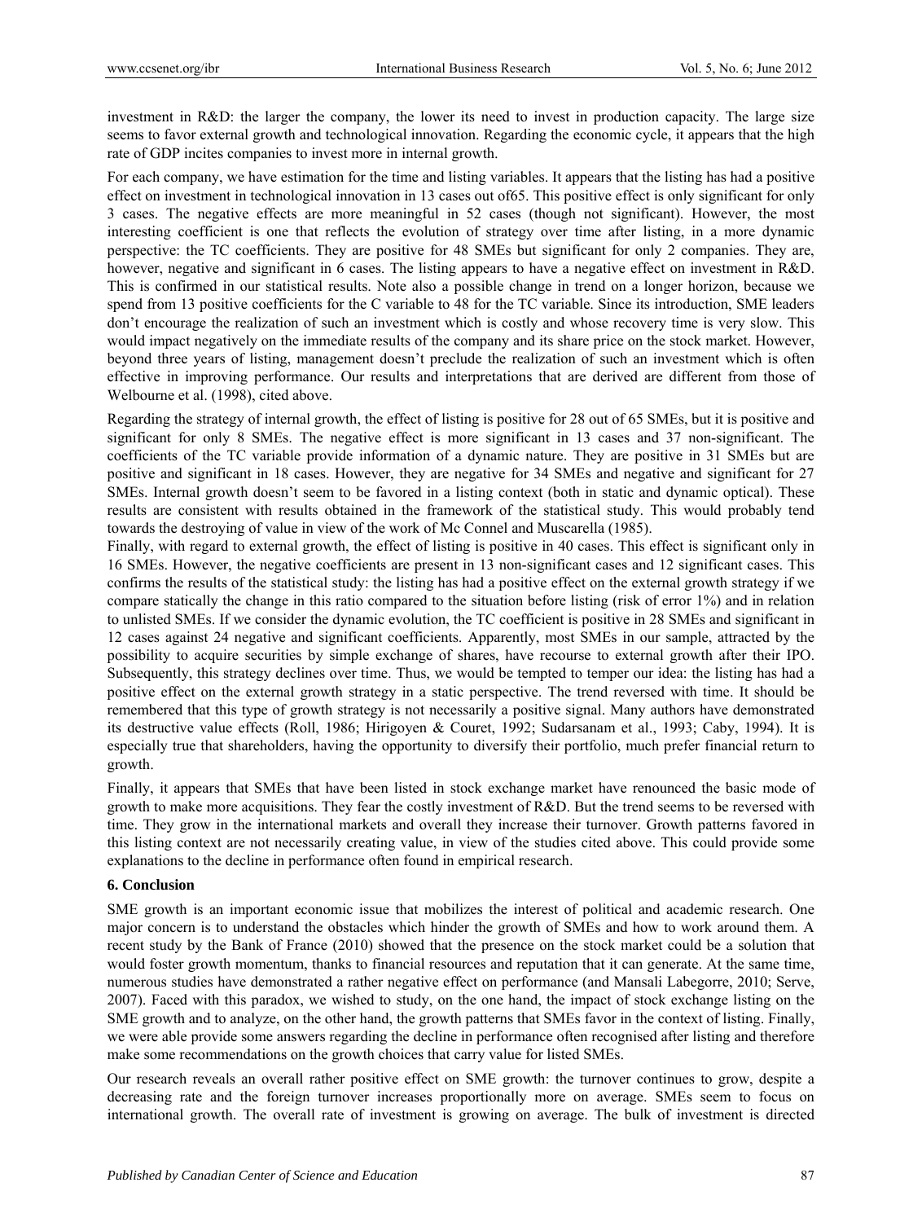investment in R&D: the larger the company, the lower its need to invest in production capacity. The large size seems to favor external growth and technological innovation. Regarding the economic cycle, it appears that the high rate of GDP incites companies to invest more in internal growth.

For each company, we have estimation for the time and listing variables. It appears that the listing has had a positive effect on investment in technological innovation in 13 cases out of65. This positive effect is only significant for only 3 cases. The negative effects are more meaningful in 52 cases (though not significant). However, the most interesting coefficient is one that reflects the evolution of strategy over time after listing, in a more dynamic perspective: the TC coefficients. They are positive for 48 SMEs but significant for only 2 companies. They are, however, negative and significant in 6 cases. The listing appears to have a negative effect on investment in R&D. This is confirmed in our statistical results. Note also a possible change in trend on a longer horizon, because we spend from 13 positive coefficients for the C variable to 48 for the TC variable. Since its introduction, SME leaders don't encourage the realization of such an investment which is costly and whose recovery time is very slow. This would impact negatively on the immediate results of the company and its share price on the stock market. However, beyond three years of listing, management doesn't preclude the realization of such an investment which is often effective in improving performance. Our results and interpretations that are derived are different from those of Welbourne et al. (1998), cited above.

Regarding the strategy of internal growth, the effect of listing is positive for 28 out of 65 SMEs, but it is positive and significant for only 8 SMEs. The negative effect is more significant in 13 cases and 37 non-significant. The coefficients of the TC variable provide information of a dynamic nature. They are positive in 31 SMEs but are positive and significant in 18 cases. However, they are negative for 34 SMEs and negative and significant for 27 SMEs. Internal growth doesn't seem to be favored in a listing context (both in static and dynamic optical). These results are consistent with results obtained in the framework of the statistical study. This would probably tend towards the destroying of value in view of the work of Mc Connel and Muscarella (1985).

Finally, with regard to external growth, the effect of listing is positive in 40 cases. This effect is significant only in 16 SMEs. However, the negative coefficients are present in 13 non-significant cases and 12 significant cases. This confirms the results of the statistical study: the listing has had a positive effect on the external growth strategy if we compare statically the change in this ratio compared to the situation before listing (risk of error 1%) and in relation to unlisted SMEs. If we consider the dynamic evolution, the TC coefficient is positive in 28 SMEs and significant in 12 cases against 24 negative and significant coefficients. Apparently, most SMEs in our sample, attracted by the possibility to acquire securities by simple exchange of shares, have recourse to external growth after their IPO. Subsequently, this strategy declines over time. Thus, we would be tempted to temper our idea: the listing has had a positive effect on the external growth strategy in a static perspective. The trend reversed with time. It should be remembered that this type of growth strategy is not necessarily a positive signal. Many authors have demonstrated its destructive value effects (Roll, 1986; Hirigoyen & Couret, 1992; Sudarsanam et al., 1993; Caby, 1994). It is especially true that shareholders, having the opportunity to diversify their portfolio, much prefer financial return to growth.

Finally, it appears that SMEs that have been listed in stock exchange market have renounced the basic mode of growth to make more acquisitions. They fear the costly investment of R&D. But the trend seems to be reversed with time. They grow in the international markets and overall they increase their turnover. Growth patterns favored in this listing context are not necessarily creating value, in view of the studies cited above. This could provide some explanations to the decline in performance often found in empirical research.

## 6. Conclusion

SME growth is an important economic issue that mobilizes the interest of political and academic research. One major concern is to understand the obstacles which hinder the growth of SMEs and how to work around them. A recent study by the Bank of France (2010) showed that the presence on the stock market could be a solution that would foster growth momentum, thanks to financial resources and reputation that it can generate. At the same time, numerous studies have demonstrated a rather negative effect on performance (and Mansali Labegorre, 2010; Serve, 2007). Faced with this paradox, we wished to study, on the one hand, the impact of stock exchange listing on the SME growth and to analyze, on the other hand, the growth patterns that SMEs favor in the context of listing. Finally, we were able provide some answers regarding the decline in performance often recognised after listing and therefore make some recommendations on the growth choices that carry value for listed SMEs.

Our research reveals an overall rather positive effect on SME growth: the turnover continues to grow, despite a decreasing rate and the foreign turnover increases proportionally more on average. SMEs seem to focus on international growth. The overall rate of investment is growing on average. The bulk of investment is directed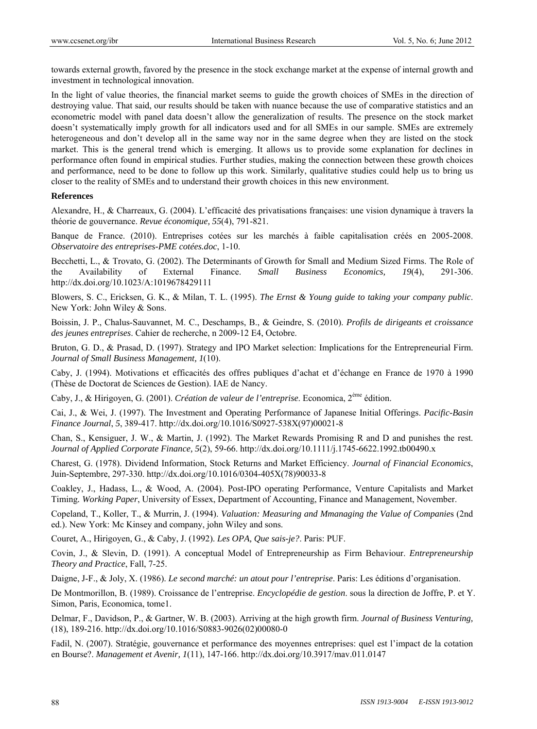towards external growth, favored by the presence in the stock exchange market at the expense of internal growth and investment in technological innovation.

In the light of value theories, the financial market seems to guide the growth choices of SMEs in the direction of destroying value. That said, our results should be taken with nuance because the use of comparative statistics and an econometric model with panel data doesn't allow the generalization of results. The presence on the stock market doesn't systematically imply growth for all indicators used and for all SMEs in our sample. SMEs are extremely heterogeneous and don't develop all in the same way nor in the same degree when they are listed on the stock market. This is the general trend which is emerging. It allows us to provide some explanation for declines in performance often found in empirical studies. Further studies, making the connection between these growth choices and performance, need to be done to follow up this work. Similarly, qualitative studies could help us to bring us closer to the reality of SMEs and to understand their growth choices in this new environment.

**References**

Alexandre, H., & Charreaux, G. (2004). L'efficacité des privatisations françaises: une vision dynamique à travers la théorie de gouvernance. *Revue économique, 55*(4), 791-821.

Banque de France. (2010). Entreprises cotées sur les marchés à faible capitalisation créés en 2005-2008. *Observatoire des entreprises-PME cotées.doc*, 1-10.

Becchetti, L., & Trovato, G. (2002). The Determinants of Growth for Small and Medium Sized Firms. The Role of the Availability of External Finance. *Small Business Economics, 19*(4), 291-306. http://dx.doi.org/10.1023/A:1019678429111

Blowers, S. C., Ericksen, G. K., & Milan, T. L. (1995). *The Ernst & Young guide to taking your company public*. New York: John Wiley & Sons.

Boissin, J. P., Chalus-Sauvannet, M. C., Deschamps, B., & Geindre, S. (2010). *Profils de dirigeants et croissance des jeunes entreprises*. Cahier de recherche, n 2009-12 E4, Octobre.

Bruton, G. D., & Prasad, D. (1997). Strategy and IPO Market selection: Implications for the Entrepreneurial Firm. *Journal of Small Business Management*, *1*(10).

Caby, J. (1994). Motivations et efficacités des offres publiques d'achat et d'échange en France de 1970 à 1990 (Thèse de Doctorat de Sciences de Gestion). IAE de Nancy.

Caby, J., & Hirigoyen, G. (2001). *Création de valeur de l'entreprise*. Economica, 2ème édition.

Cai, J., & Wei, J. (1997). The Investment and Operating Performance of Japanese Initial Offerings. *Pacific-Basin Finance Journal*, *5*, 389-417. http://dx.doi.org/10.1016/S0927-538X(97)00021-8

Chan, S., Kensiguer, J. W., & Martin, J. (1992). The Market Rewards Promising R and D and punishes the rest. *Journal of Applied Corporate Finance, 5*(2), 59-66. http://dx.doi.org/10.1111/j.1745-6622.1992.tb00490.x

Charest, G. (1978). Dividend Information, Stock Returns and Market Efficiency. *Journal of Financial Economics*, Juin-Septembre, 297-330. http://dx.doi.org/10.1016/0304-405X(78)90033-8

Coakley, J., Hadass, L., & Wood, A. (2004). Post-IPO operating Performance, Venture Capitalists and Market Timing. *Working Paper*, University of Essex, Department of Accounting, Finance and Management, November.

Copeland, T., Koller, T., & Murrin, J. (1994). *Valuation: Measuring and Mmanaging the Value of Companies* (2nd ed.). New York: Mc Kinsey and company, john Wiley and sons.

Couret, A., Hirigoyen, G., & Caby, J. (1992). *Les OPA, Que sais-je?*. Paris: PUF.

Covin, J., & Slevin, D. (1991). A conceptual Model of Entrepreneurship as Firm Behaviour. *Entrepreneurship Theory and Practice*, Fall, 7-25.

Daigne, J-F., & Joly, X. (1986). *Le second marché: un atout pour l'entreprise*. Paris: Les éditions d'organisation.

De Montmorillon, B. (1989). Croissance de l'entreprise. *Encyclopédie de gestion*. sous la direction de Joffre, P. et Y. Simon, Paris, Economica, tome1.

Delmar, F., Davidson, P., & Gartner, W. B. (2003). Arriving at the high growth firm. *Journal of Business Venturing,* (18), 189-216. http://dx.doi.org/10.1016/S0883-9026(02)00080-0

Fadil, N. (2007). Stratégie, gouvernance et performance des moyennes entreprises: quel est l'impact de la cotation en Bourse?. *Management et Avenir, 1*(11), 147-166. http://dx.doi.org/10.3917/mav.011.0147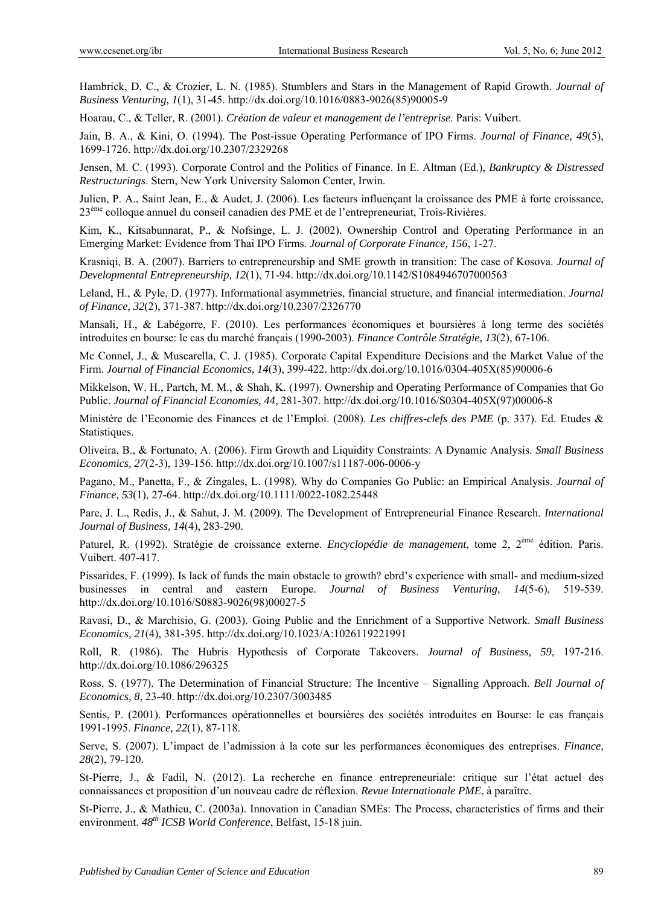Hambrick, D. C., & Crozier, L. N. (1985). Stumblers and Stars in the Management of Rapid Growth. *Journal of Business Venturing, 1*(1), 31-45. http://dx.doi.org/10.1016/0883-9026(85)90005-9

Hoarau, C., & Teller, R. (2001). *Création de valeur et management de l'entreprise*. Paris: Vuibert.

Jain, B. A., & Kini, O. (1994). The Post-issue Operating Performance of IPO Firms. *Journal of Finance, 49*(5), 1699-1726. http://dx.doi.org/10.2307/2329268

Jensen, M. C. (1993). Corporate Control and the Politics of Finance. In E. Altman (Ed.), *Bankruptcy & Distressed Restructurings*. Stern, New York University Salomon Center, Irwin.

Julien, P. A., Saint Jean, E., & Audet, J. (2006). Les facteurs influençant la croissance des PME à forte croissance, 23ème colloque annuel du conseil canadien des PME et de l'entrepreneuriat, Trois-Rivières.

Kim, K., Kitsabunnarat, P., & Nofsinge, L. J. (2002). Ownership Control and Operating Performance in an Emerging Market: Evidence from Thai IPO Firms. *Journal of Corporate Finance, 156*, 1-27.

Krasniqi, B. A. (2007). Barriers to entrepreneurship and SME growth in transition: The case of Kosova. *Journal of Developmental Entrepreneurship, 12*(1), 71-94. http://dx.doi.org/10.1142/S1084946707000563

Leland, H., & Pyle, D. (1977). Informational asymmetries, financial structure, and financial intermediation. *Journal of Finance, 32*(2), 371-387. http://dx.doi.org/10.2307/2326770

Mansali, H., & Labégorre, F. (2010). Les performances économiques et boursières à long terme des sociétés introduites en bourse: le cas du marché français (1990-2003). *Finance Contrôle Stratégie, 13*(2), 67-106.

Mc Connel, J., & Muscarella, C. J. (1985). Corporate Capital Expenditure Decisions and the Market Value of the Firm. *Journal of Financial Economics, 14*(3), 399-422. http://dx.doi.org/10.1016/0304-405X(85)90006-6

Mikkelson, W. H., Partch, M. M., & Shah, K. (1997). Ownership and Operating Performance of Companies that Go Public. *Journal of Financial Economies, 44*, 281-307. http://dx.doi.org/10.1016/S0304-405X(97)00006-8

Ministère de l'Economie des Finances et de l'Emploi. (2008). *Les chiffres-clefs des PME* (p. 337). Ed. Etudes & Statistiques.

Oliveira, B., & Fortunato, A. (2006). Firm Growth and Liquidity Constraints: A Dynamic Analysis. *Small Business Economics, 27*(2-3), 139-156. http://dx.doi.org/10.1007/s11187-006-0006-y

Pagano, M., Panetta, F., & Zingales, L. (1998). Why do Companies Go Public: an Empirical Analysis. *Journal of Finance, 53*(1), 27-64. http://dx.doi.org/10.1111/0022-1082.25448

Pare, J. L., Redis, J., & Sahut, J. M. (2009). The Development of Entrepreneurial Finance Research. *International Journal of Business, 14*(4), 283-290.

Paturel, R. (1992). Stratégie de croissance externe. *Encyclopédie de management*, tome 2, 2ème édition. Paris. Vuibert. 407-417.

Pissarides, F. (1999). Is lack of funds the main obstacle to growth? ebrd's experience with small- and medium-sized businesses in central and eastern Europe. *Journal of Business Venturing, 14*(5-6), 519-539. http://dx.doi.org/10.1016/S0883-9026(98)00027-5

Ravasi, D., & Marchisio, G. (2003). Going Public and the Enrichment of a Supportive Network. *Small Business Economics, 21*(4), 381-395. http://dx.doi.org/10.1023/A:1026119221991

Roll, R. (1986). The Hubris Hypothesis of Corporate Takeovers. *Journal of Business, 59*, 197-216. http://dx.doi.org/10.1086/296325

Ross, S. (1977). The Determination of Financial Structure: The Incentive – Signalling Approach. *Bell Journal of Economics, 8*, 23-40. http://dx.doi.org/10.2307/3003485

Sentis, P. (2001). Performances opérationnelles et boursières des sociétés introduites en Bourse: le cas français 1991-1995. *Finance, 22*(1), 87-118.

Serve, S. (2007). L'impact de l'admission à la cote sur les performances économiques des entreprises. *Finance, 28*(2), 79-120.

St-Pierre, J., & Fadil, N. (2012). La recherche en finance entrepreneuriale: critique sur l'état actuel des connaissances et proposition d'un nouveau cadre de réflexion. *Revue Internationale PME*, à paraître.

St-Pierre, J., & Mathieu, C. (2003a). Innovation in Canadian SMEs: The Process, characteristics of firms and their environment. *48th ICSB World Conference*, Belfast, 15-18 juin.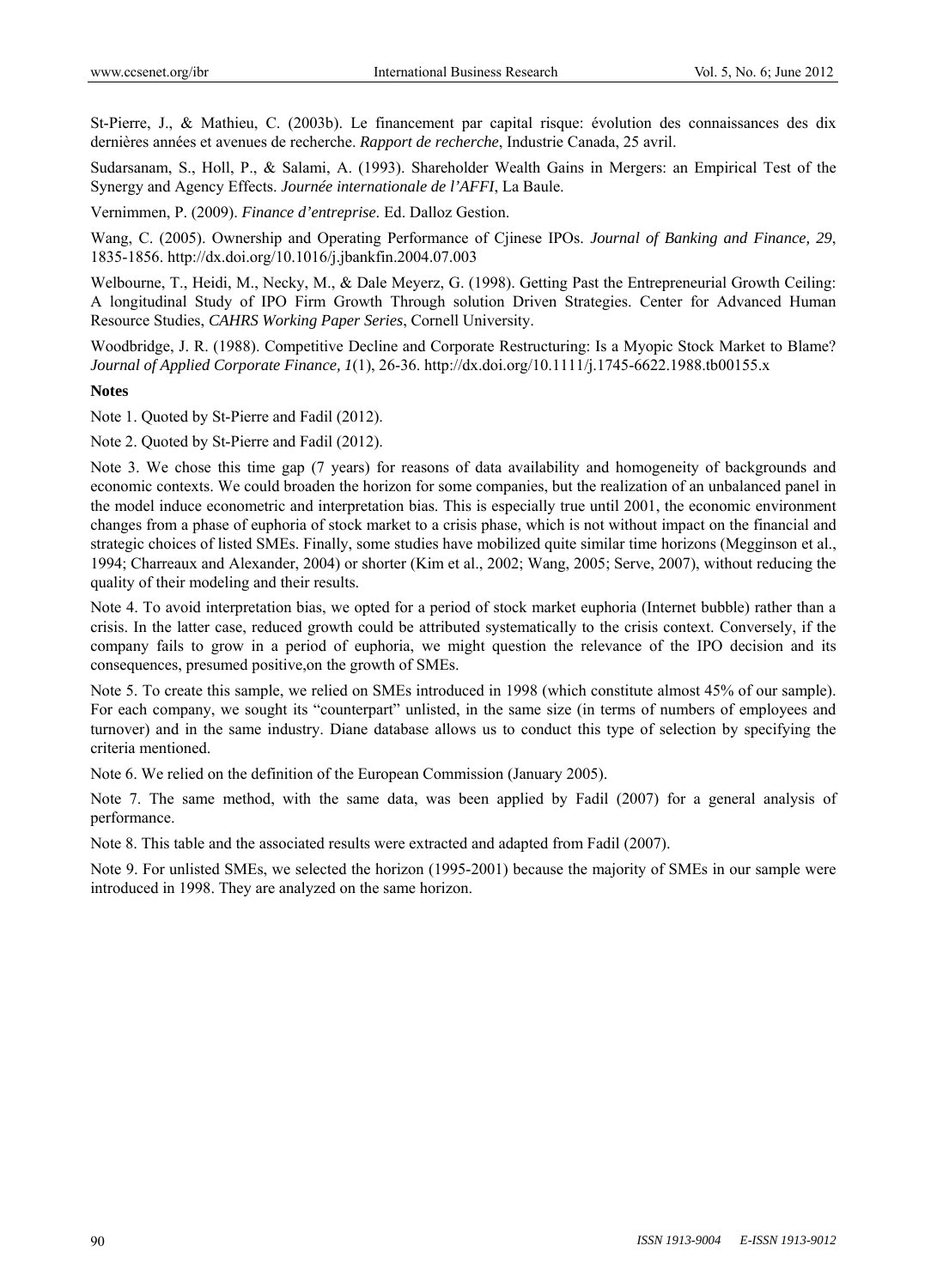St-Pierre, J., & Mathieu, C. (2003b). Le financement par capital risque: évolution des connaissances des dix dernières années et avenues de recherche. *Rapport de recherche*, Industrie Canada, 25 avril.

Sudarsanam, S., Holl, P., & Salami, A. (1993). Shareholder Wealth Gains in Mergers: an Empirical Test of the Synergy and Agency Effects. *Journée internationale de l'AFFI*, La Baule.

Vernimmen, P. (2009). *Finance d'entreprise*. Ed. Dalloz Gestion.

Wang, C. (2005). Ownership and Operating Performance of Cjinese IPOs. *Journal of Banking and Finance, 29*, 1835-1856. http://dx.doi.org/10.1016/j.jbankfin.2004.07.003

Welbourne, T., Heidi, M., Necky, M., & Dale Meyerz, G. (1998). Getting Past the Entrepreneurial Growth Ceiling: A longitudinal Study of IPO Firm Growth Through solution Driven Strategies. Center for Advanced Human Resource Studies, *CAHRS Working Paper Series*, Cornell University.

Woodbridge, J. R. (1988). Competitive Decline and Corporate Restructuring: Is a Myopic Stock Market to Blame? *Journal of Applied Corporate Finance, 1*(1), 26-36. http://dx.doi.org/10.1111/j.1745-6622.1988.tb00155.x

**Notes**

Note 1. Quoted by St-Pierre and Fadil (2012).

Note 2. Quoted by St-Pierre and Fadil (2012).

Note 3. We chose this time gap (7 years) for reasons of data availability and homogeneity of backgrounds and economic contexts. We could broaden the horizon for some companies, but the realization of an unbalanced panel in the model induce econometric and interpretation bias. This is especially true until 2001, the economic environment changes from a phase of euphoria of stock market to a crisis phase, which is not without impact on the financial and strategic choices of listed SMEs. Finally, some studies have mobilized quite similar time horizons (Megginson et al., 1994; Charreaux and Alexander, 2004) or shorter (Kim et al., 2002; Wang, 2005; Serve, 2007), without reducing the quality of their modeling and their results.

Note 4. To avoid interpretation bias, we opted for a period of stock market euphoria (Internet bubble) rather than a crisis. In the latter case, reduced growth could be attributed systematically to the crisis context. Conversely, if the company fails to grow in a period of euphoria, we might question the relevance of the IPO decision and its consequences, presumed positive,on the growth of SMEs.

Note 5. To create this sample, we relied on SMEs introduced in 1998 (which constitute almost 45% of our sample). For each company, we sought its "counterpart" unlisted, in the same size (in terms of numbers of employees and turnover) and in the same industry. Diane database allows us to conduct this type of selection by specifying the criteria mentioned.

Note 6. We relied on the definition of the European Commission (January 2005).

Note 7. The same method, with the same data, was been applied by Fadil (2007) for a general analysis of performance.

Note 8. This table and the associated results were extracted and adapted from Fadil (2007).

Note 9. For unlisted SMEs, we selected the horizon (1995-2001) because the majority of SMEs in our sample were introduced in 1998. They are analyzed on the same horizon.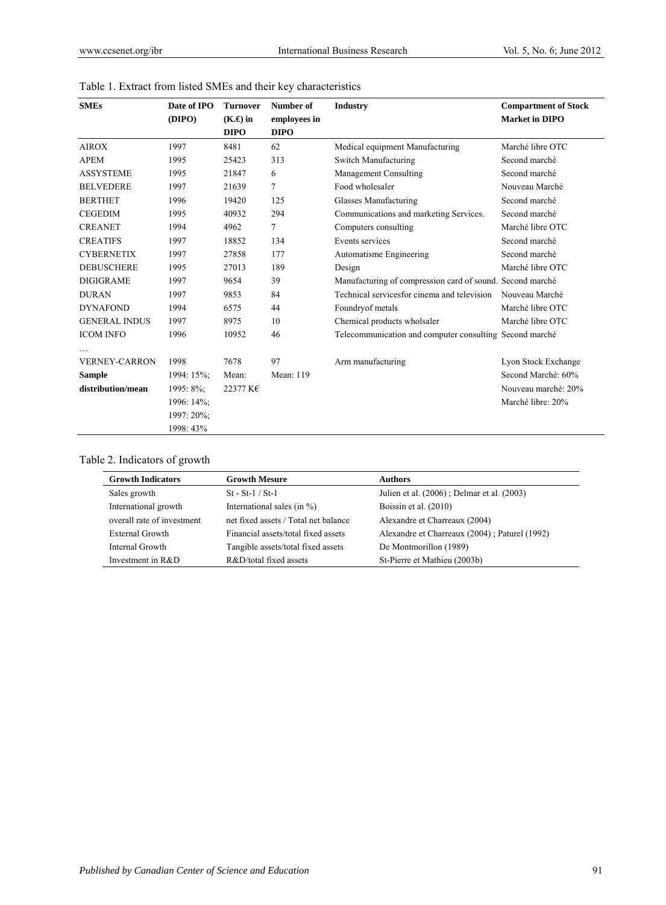Table 1. Extract from listed SMEs and their key characteristics

| SMEs | Date of IPO (DIPO) | Turnover (K.€) in DIPO | Number of employees in DIPO | Industry | Compartment of Stock Market in DIPO |
|---|---|---|---|---|---|
| AIROX | 1997 | 8481 | 62 | Medical equipment Manufacturing | Marché libre OTC |
| APEM | 1995 | 25423 | 313 | Switch Manufacturing | Second marché |
| ASSYSTEME | 1995 | 21847 | 6 | Management Consulting | Second marché |
| BELVEDERE | 1997 | 21639 | 7 | Food wholesaler | Nouveau Marché |
| BERTHET | 1996 | 19420 | 125 | Glasses Manufacturing | Second marché |
| CEGEDIM | 1995 | 40932 | 294 | Communications and marketing Services. | Second marché |
| CREANET | 1994 | 4962 | 7 | Computers consulting | Marché libre OTC |
| CREATIFS | 1997 | 18852 | 134 | Events services | Second marché |
| CYBERNETIX | 1997 | 27858 | 177 | Automatisme Engineering | Second marché |
| DEBUSCHERE | 1995 | 27013 | 189 | Design | Marché libre OTC |
| DIGIGRAME | 1997 | 9654 | 39 | Manufacturing of compression card of sound. | Second marché |
| DURAN | 1997 | 9853 | 84 | Technical servicesfor cinema and television | Nouveau Marché |
| DYNAFOND | 1994 | 6575 | 44 | Foundryof metals | Marché libre OTC |
| GENERAL INDUS | 1997 | 8975 | 10 | Chemical products wholsaler | Marché libre OTC |
| ICOM INFO | 1996 | 10952 | 46 | Telecommunication and computer consulting | Second marché |
| … | | | | | |
| VERNEY-CARRON | 1998 | 7678 | 97 | Arm manufacturing | Lyon Stock Exchange |
| **Sample distribution/mean** | 1994: 15%; 1995: 8%; 1996: 14%; 1997: 20%; 1998: 43% | Mean: 22377 K€ | Mean: 119 | | Second Marché: 60% Nouveau marché: 20% Marché libre: 20% |

Table 2. Indicators of growth

| Growth Indicators | Growth Mesure | Authors |
|---|---|---|
| Sales growth | St - St-1 / St-1 | Julien et al. (2006) ; Delmar et al. (2003) |
| International growth | International sales (in %) | Boissin et al. (2010) |
| overall rate of investment | net fixed assets / Total net balance | Alexandre et Charreaux (2004) |
| External Growth | Financial assets/total fixed assets | Alexandre et Charreaux (2004) ; Paturel (1992) |
| Internal Growth | Tangible assets/total fixed assets | De Montmorillon (1989) |
| Investment in R&D | R&D/total fixed assets | St-Pierre et Mathieu (2003b) |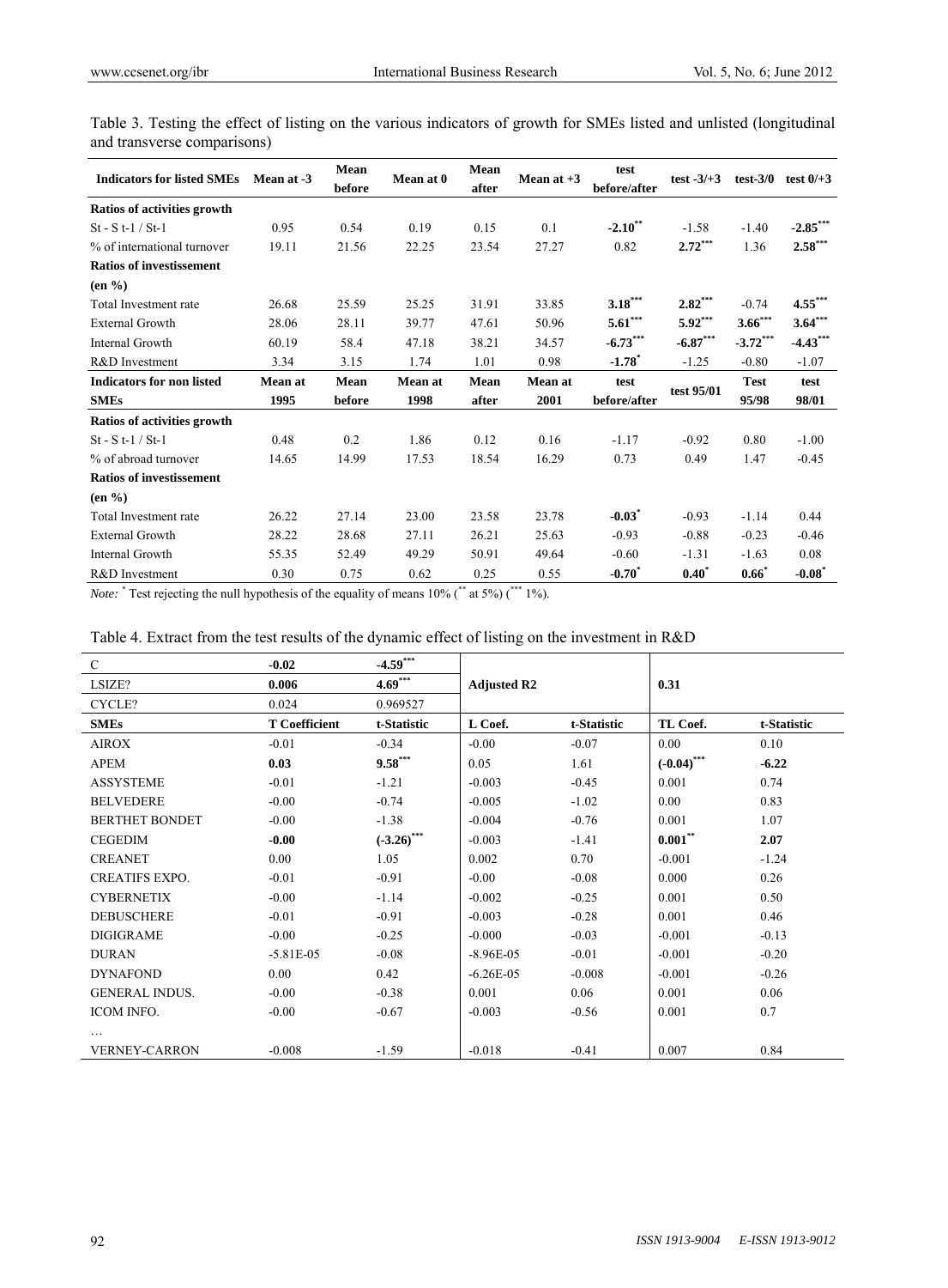Table 3. Testing the effect of listing on the various indicators of growth for SMEs listed and unlisted (longitudinal and transverse comparisons)

| Indicators for listed SMEs | Mean at -3 | Mean before | Mean at 0 | Mean after | Mean at +3 | test before/after | test -3/+3 | test-3/0 | test 0/+3 |
|---|---|---|---|---|---|---|---|---|---|
| **Ratios of activities growth** | | | | | | | | | |
| St - S t-1 / St-1 | 0.95 | 0.54 | 0.19 | 0.15 | 0.1 | **-2.10**[**] | -1.58 | -1.40 | **-2.85**[***] |
| % of international turnover | 19.11 | 21.56 | 22.25 | 23.54 | 27.27 | 0.82 | **2.72**[***] | 1.36 | **2.58**[***] |
| **Ratios of investissement (en %)** | | | | | | | | | |
| Total Investment rate | 26.68 | 25.59 | 25.25 | 31.91 | 33.85 | **3.18**[***] | **2.82**[***] | -0.74 | **4.55**[***] |
| External Growth | 28.06 | 28.11 | 39.77 | 47.61 | 50.96 | **5.61**[***] | **5.92**[***] | **3.66**[***] | **3.64**[***] |
| Internal Growth | 60.19 | 58.4 | 47.18 | 38.21 | 34.57 | **-6.73**[***] | **-6.87**[***] | **-3.72**[***] | **-4.43**[***] |
| R&D Investment | 3.34 | 3.15 | 1.74 | 1.01 | 0.98 | **-1.78**[*] | -1.25 | -0.80 | -1.07 |
| **Indicators for non listed SMEs** | **Mean at 1995** | **Mean before** | **Mean at 1998** | **Mean after** | **Mean at 2001** | **test before/after** | **test 95/01** | **Test 95/98** | **test 98/01** |
| **Ratios of activities growth** | | | | | | | | | |
| St - S t-1 / St-1 | 0.48 | 0.2 | 1.86 | 0.12 | 0.16 | -1.17 | -0.92 | 0.80 | -1.00 |
| % of abroad turnover | 14.65 | 14.99 | 17.53 | 18.54 | 16.29 | 0.73 | 0.49 | 1.47 | -0.45 |
| **Ratios of investissement (en %)** | | | | | | | | | |
| Total Investment rate | 26.22 | 27.14 | 23.00 | 23.58 | 23.78 | **-0.03**[*] | -0.93 | -1.14 | 0.44 |
| External Growth | 28.22 | 28.68 | 27.11 | 26.21 | 25.63 | -0.93 | -0.88 | -0.23 | -0.46 |
| Internal Growth | 55.35 | 52.49 | 49.29 | 50.91 | 49.64 | -0.60 | -1.31 | -1.63 | 0.08 |
| R&D Investment | 0.30 | 0.75 | 0.62 | 0.25 | 0.55 | **-0.70**[*] | **0.40**[*] | **0.66**[*] | **-0.08**[*] |

*Note:* [*] Test rejecting the null hypothesis of the equality of means 10% ([**] at 5%) ([***] 1%).

Table 4. Extract from the test results of the dynamic effect of listing on the investment in R&D

| C | **-0.02** | **-4.59**[***] | Adjusted R2 | | 0.31 | |
|---|---|---|---|---|---|---|
| LSIZE? | **0.006** | **4.69**[***] | | | | |
| CYCLE? | 0.024 | 0.969527 | | | | |
| **SMEs** | **T Coefficient** | **t-Statistic** | **L Coef.** | **t-Statistic** | **TL Coef.** | **t-Statistic** |
| AIROX | -0.01 | -0.34 | -0.00 | -0.07 | 0.00 | 0.10 |
| APEM | **0.03** | **9.58**[***] | 0.05 | 1.61 | **(-0.04)**[***] | **-6.22** |
| ASSYSTEME | -0.01 | -1.21 | -0.003 | -0.45 | 0.001 | 0.74 |
| BELVEDERE | -0.00 | -0.74 | -0.005 | -1.02 | 0.00 | 0.83 |
| BERTHET BONDET | -0.00 | -1.38 | -0.004 | -0.76 | 0.001 | 1.07 |
| CEGEDIM | **-0.00** | **(-3.26)**[***] | -0.003 | -1.41 | **0.001**[**] | **2.07** |
| CREANET | 0.00 | 1.05 | 0.002 | 0.70 | -0.001 | -1.24 |
| CREATIFS EXPO. | -0.01 | -0.91 | -0.00 | -0.08 | 0.000 | 0.26 |
| CYBERNETIX | -0.00 | -1.14 | -0.002 | -0.25 | 0.001 | 0.50 |
| DEBUSCHERE | -0.01 | -0.91 | -0.003 | -0.28 | 0.001 | 0.46 |
| DIGIGRAME | -0.00 | -0.25 | -0.000 | -0.03 | -0.001 | -0.13 |
| DURAN | -5.81E-05 | -0.08 | -8.96E-05 | -0.01 | -0.001 | -0.20 |
| DYNAFOND | 0.00 | 0.42 | -6.26E-05 | -0.008 | -0.001 | -0.26 |
| GENERAL INDUS. | -0.00 | -0.38 | 0.001 | 0.06 | 0.001 | 0.06 |
| ICOM INFO. | -0.00 | -0.67 | -0.003 | -0.56 | 0.001 | 0.7 |
| … | | | | | | |
| VERNEY-CARRON | -0.008 | -1.59 | -0.018 | -0.41 | 0.007 | 0.84 |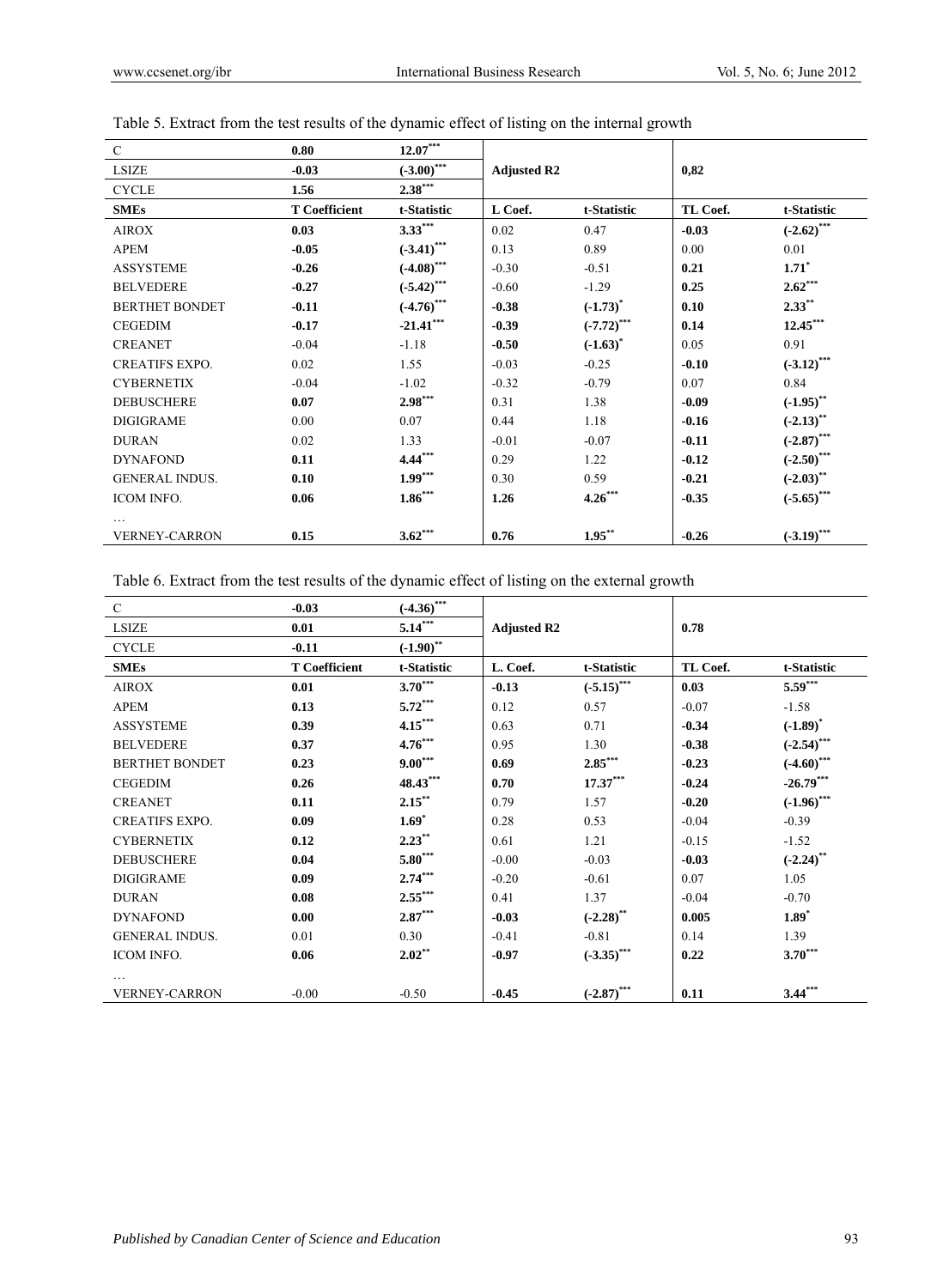Table 5. Extract from the test results of the dynamic effect of listing on the internal growth

| | | | | | | |
|---|---|---|---|---|---|---|
| C | **0.80** | **12.07*** ** | | | | |
| LSIZE | **-0.03** | **(-3.00)*** ** | **Adjusted R2** | | 0,82 | |
| CYCLE | **1.56** | **2.38*** ** | | | | |
| **SMEs** | **T Coefficient** | **t-Statistic** | **L Coef.** | **t-Statistic** | **TL Coef.** | **t-Statistic** |
| AIROX | **0.03** | **3.33*** ** | 0.02 | 0.47 | **-0.03** | **(-2.62)*** ** |
| APEM | **-0.05** | **(-3.41)*** ** | 0.13 | 0.89 | 0.00 | 0.01 |
| ASSYSTEME | **-0.26** | **(-4.08)*** ** | -0.30 | -0.51 | **0.21** | **1.71* ** |
| BELVEDERE | **-0.27** | **(-5.42)*** ** | -0.60 | -1.29 | **0.25** | **2.62*** ** |
| BERTHET BONDET | **-0.11** | **(-4.76)*** ** | **-0.38** | **(-1.73)* ** | **0.10** | **2.33** ** |
| CEGEDIM | **-0.17** | **-21.41*** ** | **-0.39** | **(-7.72)*** ** | **0.14** | **12.45*** ** |
| CREANET | -0.04 | -1.18 | **-0.50** | **(-1.63)* ** | 0.05 | 0.91 |
| CREATIFS EXPO. | 0.02 | 1.55 | -0.03 | -0.25 | **-0.10** | **(-3.12)*** ** |
| CYBERNETIX | -0.04 | -1.02 | -0.32 | -0.79 | 0.07 | 0.84 |
| DEBUSCHERE | **0.07** | **2.98*** ** | 0.31 | 1.38 | **-0.09** | **(-1.95)** ** |
| DIGIGRAME | 0.00 | 0.07 | 0.44 | 1.18 | **-0.16** | **(-2.13)** ** |
| DURAN | 0.02 | 1.33 | -0.01 | -0.07 | **-0.11** | **(-2.87)*** ** |
| DYNAFOND | **0.11** | **4.44*** ** | 0.29 | 1.22 | **-0.12** | **(-2.50)*** ** |
| GENERAL INDUS. | **0.10** | **1.99*** ** | 0.30 | 0.59 | **-0.21** | **(-2.03)** ** |
| ICOM INFO. | **0.06** | **1.86*** ** | **1.26** | **4.26*** ** | **-0.35** | **(-5.65)*** ** |
| … | | | | | | |
| VERNEY-CARRON | **0.15** | **3.62*** ** | **0.76** | **1.95** ** | **-0.26** | **(-3.19)*** ** |

Table 6. Extract from the test results of the dynamic effect of listing on the external growth

| | | | | | | |
|---|---|---|---|---|---|---|
| C | **-0.03** | **(-4.36)*** ** | | | | |
| LSIZE | **0.01** | **5.14*** ** | **Adjusted R2** | | **0.78** | |
| CYCLE | **-0.11** | **(-1.90)** ** | | | | |
| **SMEs** | **T Coefficient** | **t-Statistic** | **L. Coef.** | **t-Statistic** | **TL Coef.** | **t-Statistic** |
| AIROX | **0.01** | **3.70*** ** | **-0.13** | **(-5.15)*** ** | **0.03** | **5.59*** ** |
| APEM | **0.13** | **5.72*** ** | 0.12 | 0.57 | -0.07 | -1.58 |
| ASSYSTEME | **0.39** | **4.15*** ** | 0.63 | 0.71 | **-0.34** | **(-1.89)* ** |
| BELVEDERE | **0.37** | **4.76*** ** | 0.95 | 1.30 | **-0.38** | **(-2.54)*** ** |
| BERTHET BONDET | **0.23** | **9.00*** ** | **0.69** | **2.85*** ** | **-0.23** | **(-4.60)*** ** |
| CEGEDIM | **0.26** | **48.43*** ** | **0.70** | **17.37*** ** | **-0.24** | **-26.79*** ** |
| CREANET | **0.11** | **2.15** ** | 0.79 | 1.57 | **-0.20** | **(-1.96)*** ** |
| CREATIFS EXPO. | **0.09** | **1.69* ** | 0.28 | 0.53 | -0.04 | -0.39 |
| CYBERNETIX | **0.12** | **2.23** ** | 0.61 | 1.21 | -0.15 | -1.52 |
| DEBUSCHERE | **0.04** | **5.80*** ** | -0.00 | -0.03 | **-0.03** | **(-2.24)** ** |
| DIGIGRAME | **0.09** | **2.74*** ** | -0.20 | -0.61 | 0.07 | 1.05 |
| DURAN | **0.08** | **2.55*** ** | 0.41 | 1.37 | -0.04 | -0.70 |
| DYNAFOND | **0.00** | **2.87*** ** | **-0.03** | **(-2.28)** ** | **0.005** | **1.89* ** |
| GENERAL INDUS. | 0.01 | 0.30 | -0.41 | -0.81 | 0.14 | 1.39 |
| ICOM INFO. | **0.06** | **2.02** ** | **-0.97** | **(-3.35)*** ** | **0.22** | **3.70*** ** |
| … | | | | | | |
| VERNEY-CARRON | -0.00 | -0.50 | **-0.45** | **(-2.87)*** ** | **0.11** | **3.44*** ** |